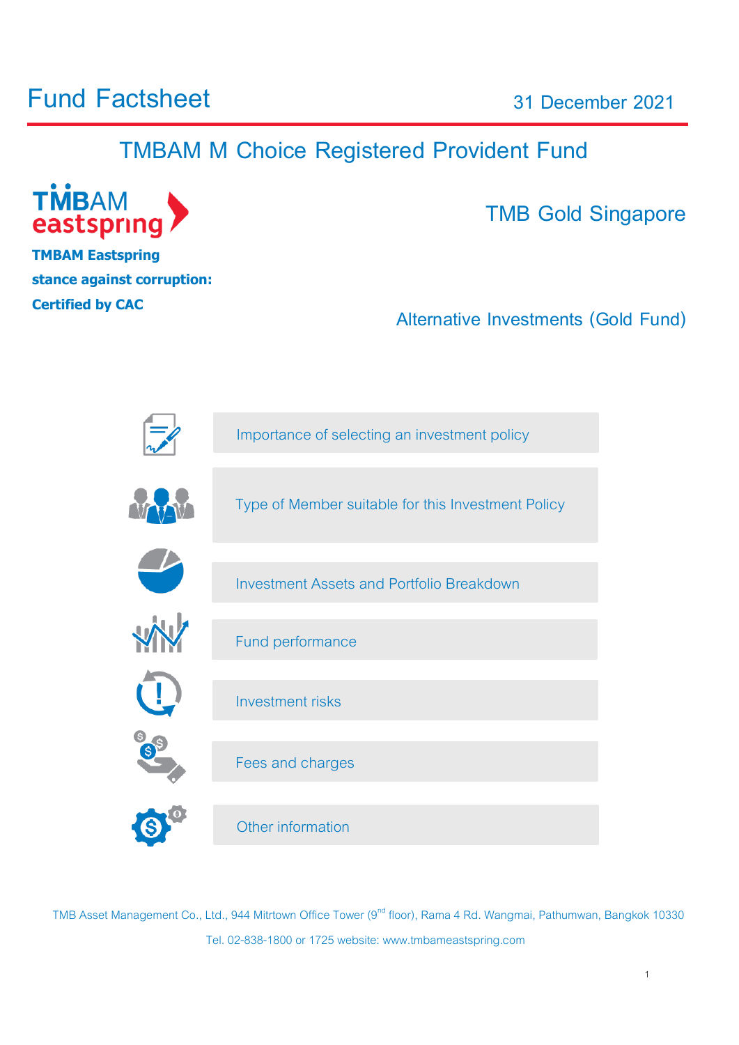# Fund Factsheet

31 December 2021

## TMBAM M Choice Registered Provident Fund

**TMBAM Eastspring stance against corruption: Certified by CAC**

## TMB Gold Singapore

Alternative Investments (Gold Fund)

- Importance of selecting an investment policy
- Type of Member suitable for this Investment Policy
- Investment Assets and Portfolio Breakdown
- Fund performance
- Investment risks
- Fees and charges
- Other information

TMB Asset Management Co., Ltd., 944 Mitrtown Office Tower (9th floor), Rama 4 Rd. Wangmai, Pathumwan, Bangkok 10330

Tel. 02-838-1800 or 1725 website: www.tmbameastspring.com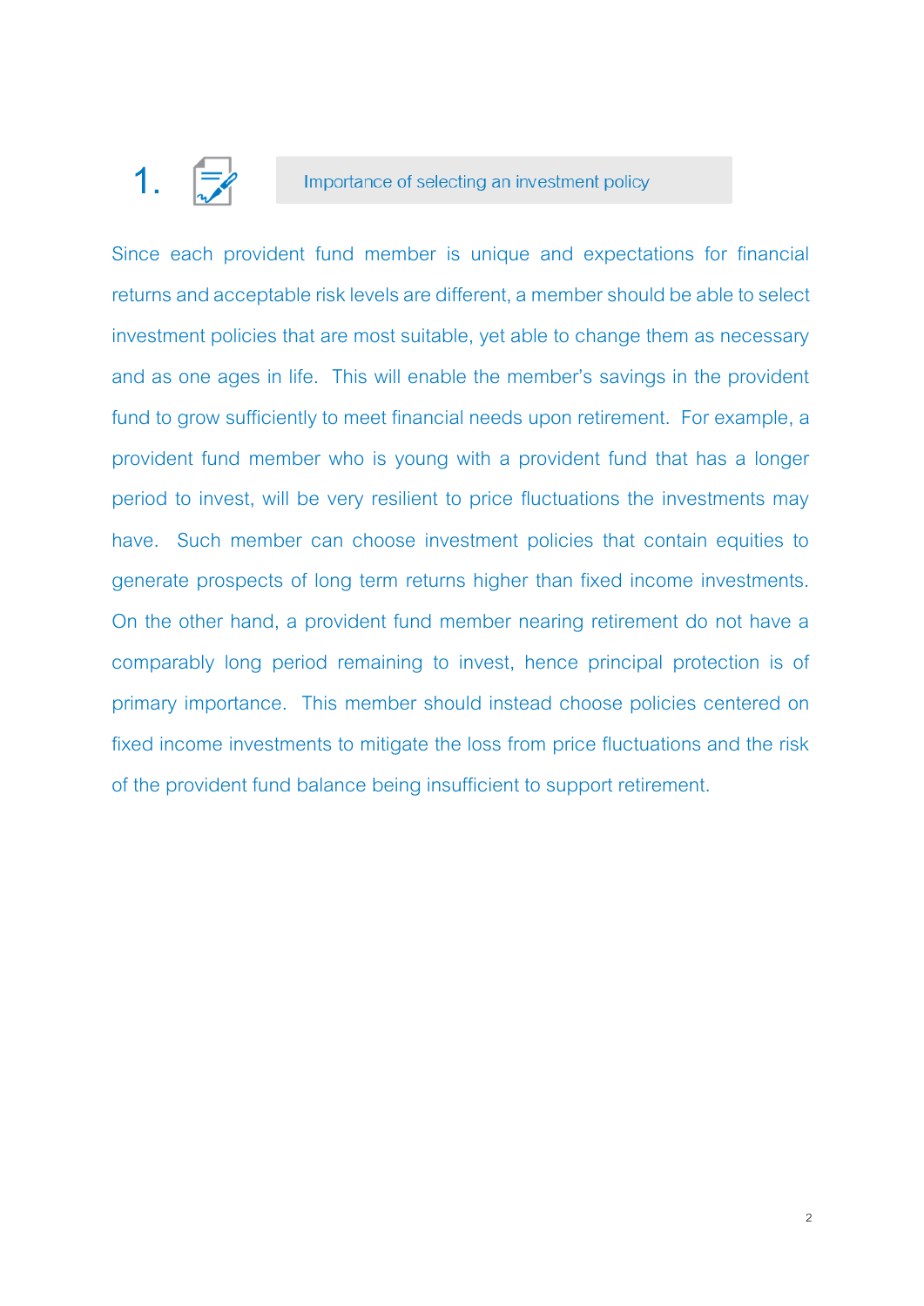## 1. Importance of selecting an investment policy

Since each provident fund member is unique and expectations for financial returns and acceptable risk levels are different, a member should be able to select investment policies that are most suitable, yet able to change them as necessary and as one ages in life. This will enable the member's savings in the provident fund to grow sufficiently to meet financial needs upon retirement. For example, a provident fund member who is young with a provident fund that has a longer period to invest, will be very resilient to price fluctuations the investments may have. Such member can choose investment policies that contain equities to generate prospects of long term returns higher than fixed income investments. On the other hand, a provident fund member nearing retirement do not have a comparably long period remaining to invest, hence principal protection is of primary importance. This member should instead choose policies centered on fixed income investments to mitigate the loss from price fluctuations and the risk of the provident fund balance being insufficient to support retirement.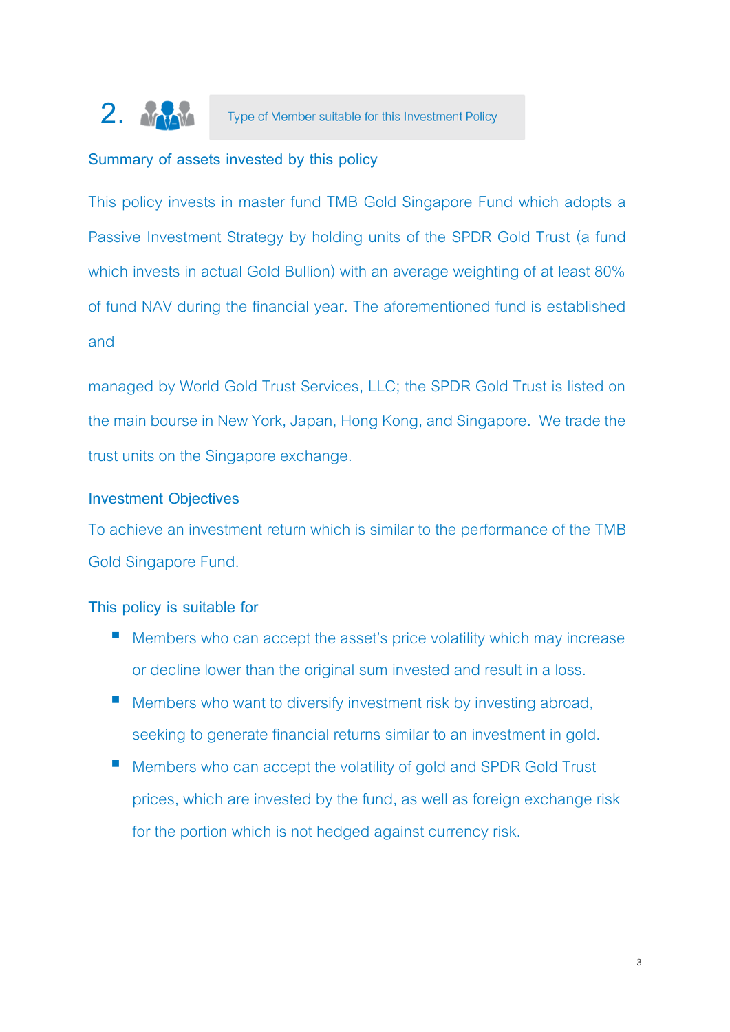## 2. Type of Member suitable for this Investment Policy

### Summary of assets invested by this policy

This policy invests in master fund TMB Gold Singapore Fund which adopts a Passive Investment Strategy by holding units of the SPDR Gold Trust (a fund which invests in actual Gold Bullion) with an average weighting of at least 80% of fund NAV during the financial year. The aforementioned fund is established and

managed by World Gold Trust Services, LLC; the SPDR Gold Trust is listed on the main bourse in New York, Japan, Hong Kong, and Singapore. We trade the trust units on the Singapore exchange.

### Investment Objectives

To achieve an investment return which is similar to the performance of the TMB Gold Singapore Fund.

### This policy is suitable for

- Members who can accept the asset's price volatility which may increase or decline lower than the original sum invested and result in a loss.
- Members who want to diversify investment risk by investing abroad, seeking to generate financial returns similar to an investment in gold.
- Members who can accept the volatility of gold and SPDR Gold Trust prices, which are invested by the fund, as well as foreign exchange risk for the portion which is not hedged against currency risk.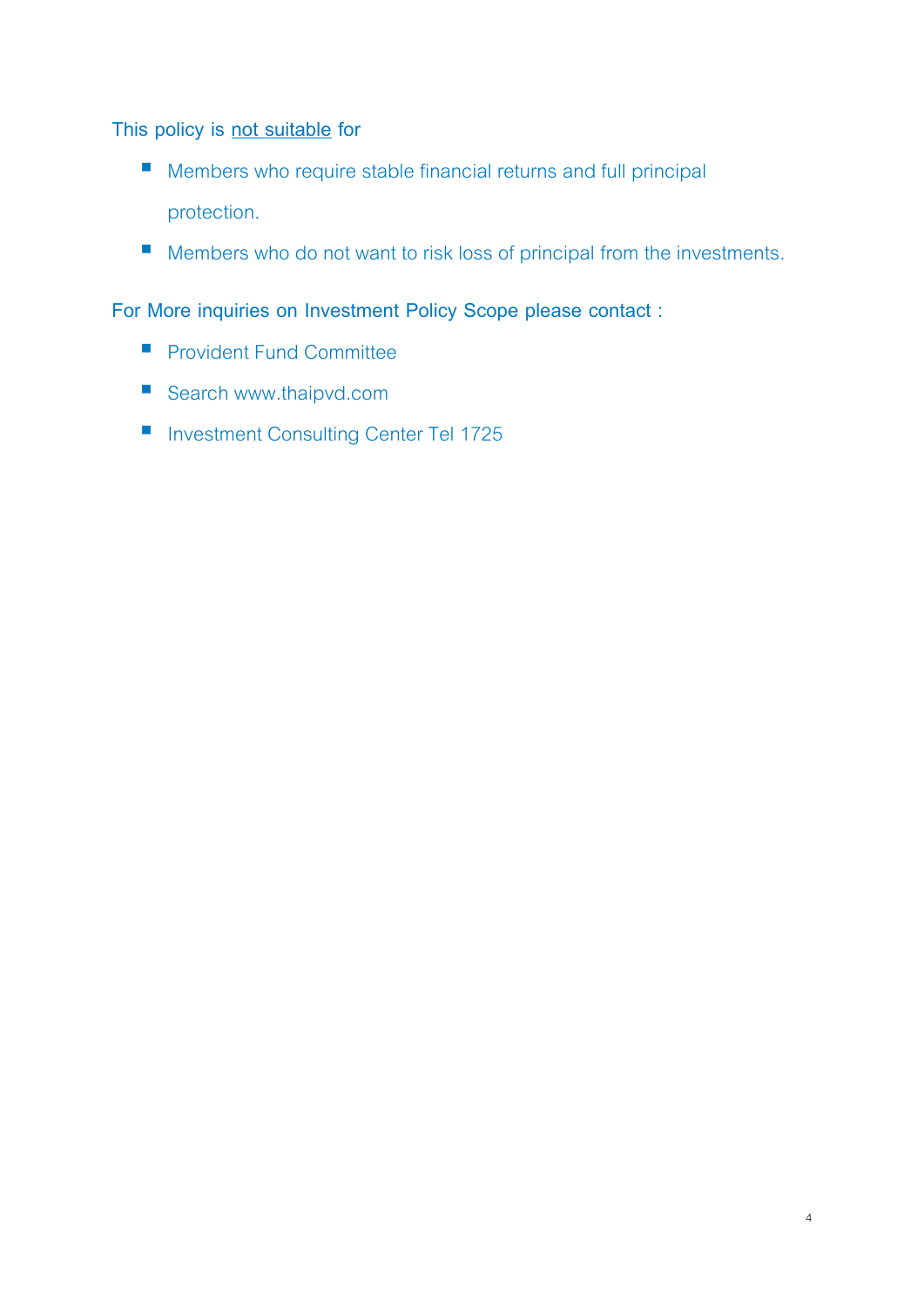This policy is <u>not suitable</u> for

- Members who require stable financial returns and full principal protection.
- Members who do not want to risk loss of principal from the investments.

For More inquiries on Investment Policy Scope please contact :

- Provident Fund Committee
- Search www.thaipvd.com
- Investment Consulting Center Tel 1725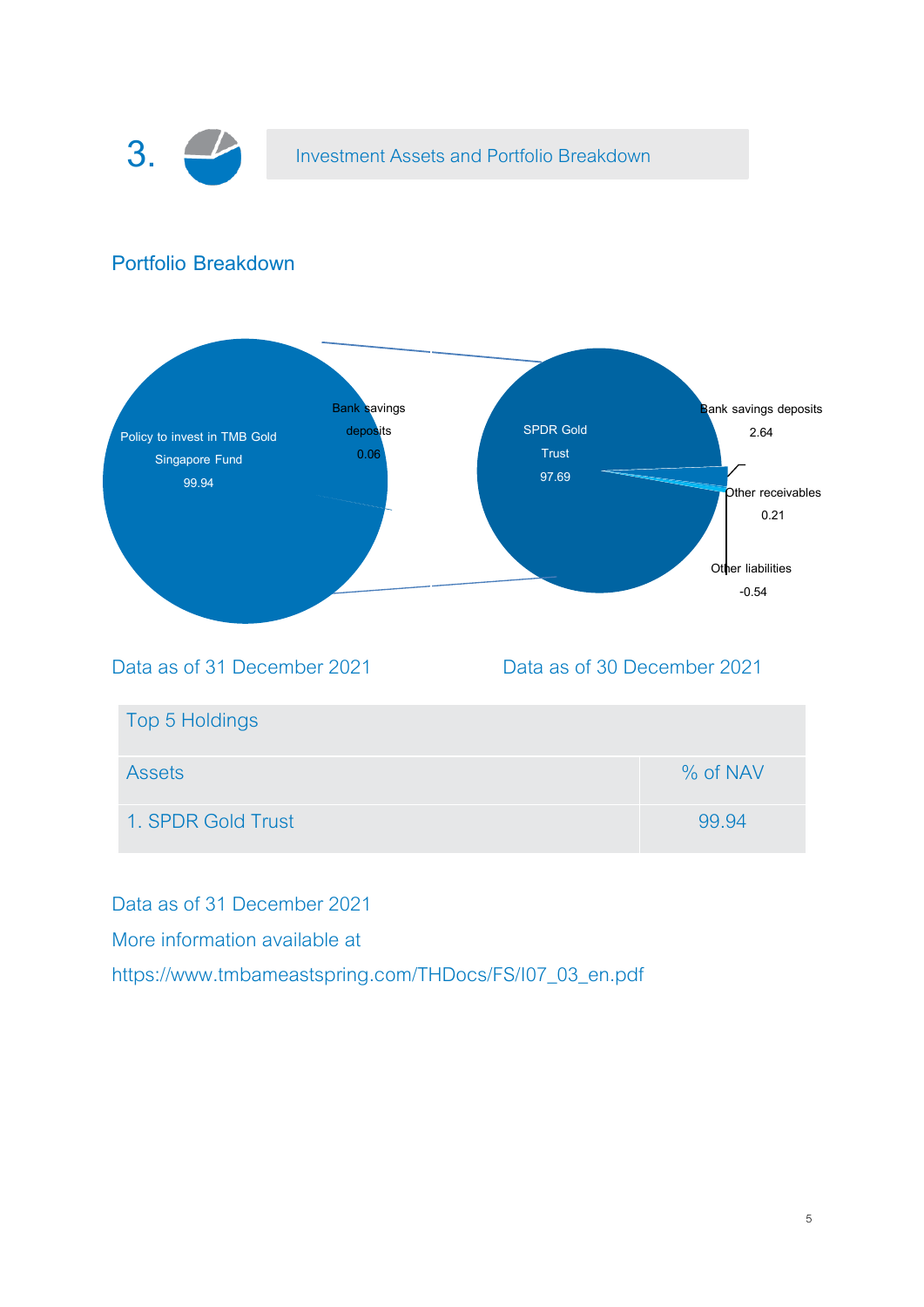## 3. Investment Assets and Portfolio Breakdown

### Portfolio Breakdown

Policy to invest in TMB Gold Singapore Fund 99.94

Bank savings deposits 0.06

SPDR Gold Trust 97.69

Bank savings deposits 2.64

Other receivables 0.21

Other liabilities -0.54

Data as of 31 December 2021

Data as of 30 December 2021

| Top 5 Holdings | |
|---|---|
| Assets | % of NAV |
| 1. SPDR Gold Trust | 99.94 |

Data as of 31 December 2021

More information available at

https://www.tmbameastspring.com/THDocs/FS/I07_03_en.pdf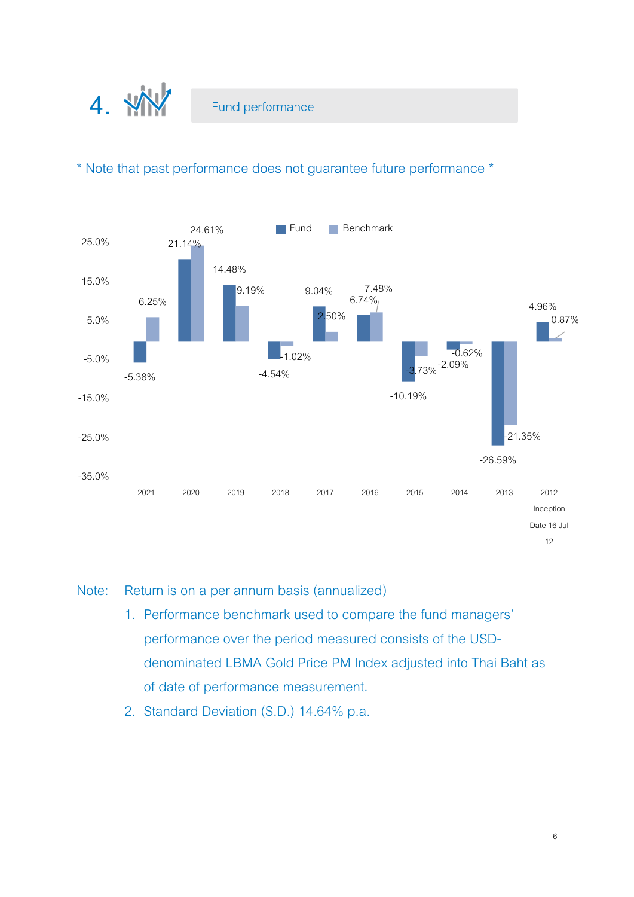# 4. Fund performance

\* Note that past performance does not guarantee future performance \*

| Year | Fund | Benchmark |
|---|---|---|
| 2021 | -5.38% | 6.25% |
| 2020 | 21.14% | 24.61% |
| 2019 | 14.48% | 9.19% |
| 2018 | -4.54% | -1.02% |
| 2017 | 9.04% | 2.50% |
| 2016 | 6.74% | 7.48% |
| 2015 | -10.19% | -3.73% |
| 2014 | -2.09% | -0.62% |
| 2013 | -26.59% | -21.35% |
| 2012 Inception Date 16 Jul 12 | 4.96% | 0.87% |

Note: Return is on a per annum basis (annualized)

1. Performance benchmark used to compare the fund managers' performance over the period measured consists of the USD-denominated LBMA Gold Price PM Index adjusted into Thai Baht as of date of performance measurement.
2. Standard Deviation (S.D.) 14.64% p.a.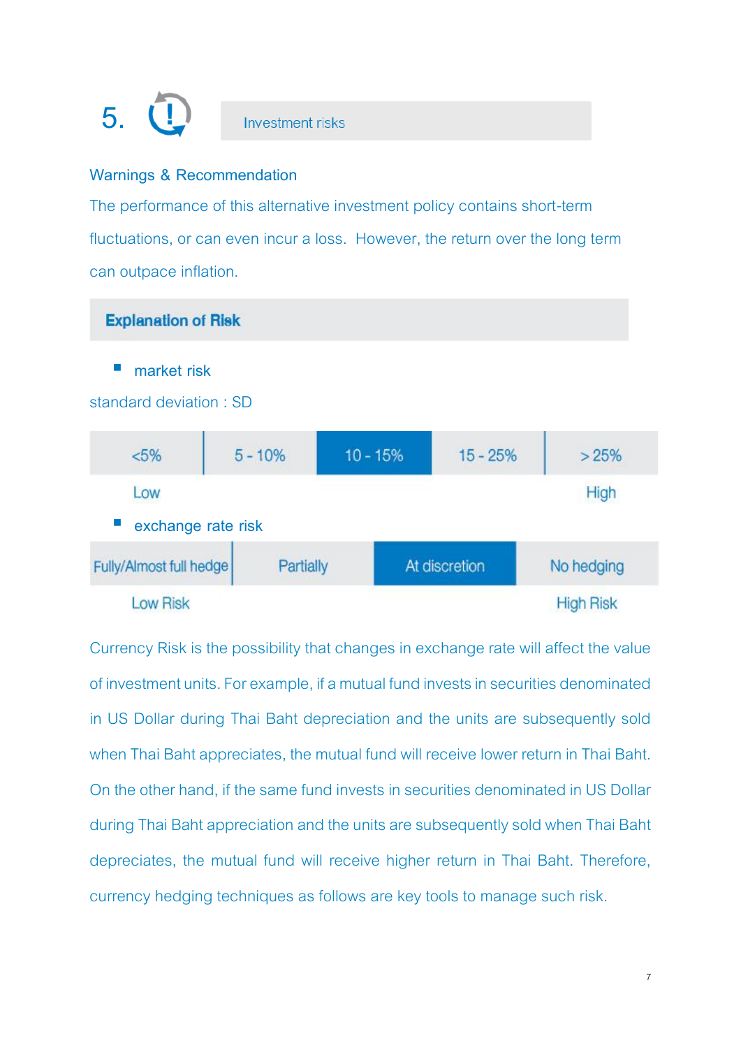## 5. Investment risks

### Warnings & Recommendation

The performance of this alternative investment policy contains short-term fluctuations, or can even incur a loss. However, the return over the long term can outpace inflation.

### Explanation of Risk

- market risk

standard deviation : SD

| <5% | 5 - 10% | **10 - 15%** | 15 - 25% | > 25% |
|---|---|---|---|---|
| Low | | | | High |

- exchange rate risk

| Fully/Almost full hedge | Partially | **At discretion** | No hedging |
|---|---|---|---|
| Low Risk | | | High Risk |

Currency Risk is the possibility that changes in exchange rate will affect the value of investment units. For example, if a mutual fund invests in securities denominated in US Dollar during Thai Baht depreciation and the units are subsequently sold when Thai Baht appreciates, the mutual fund will receive lower return in Thai Baht. On the other hand, if the same fund invests in securities denominated in US Dollar during Thai Baht appreciation and the units are subsequently sold when Thai Baht depreciates, the mutual fund will receive higher return in Thai Baht. Therefore, currency hedging techniques as follows are key tools to manage such risk.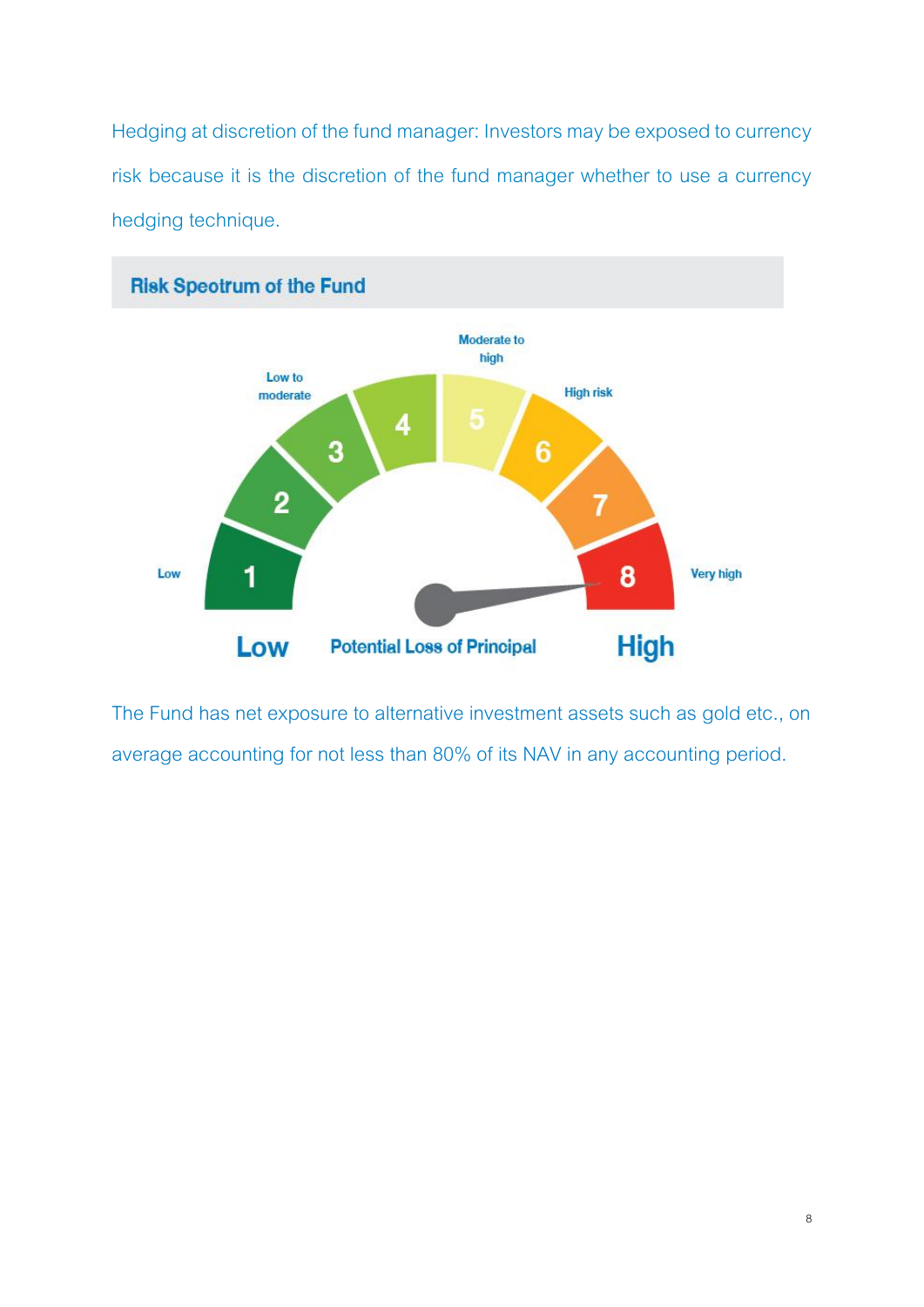Hedging at discretion of the fund manager: Investors may be exposed to currency risk because it is the discretion of the fund manager whether to use a currency hedging technique.

## Risk Spectrum of the Fund

Low | 1 | 2 | Low to moderate | 3 | 4 | Moderate to high | 5 | 6 | High risk | 7 | 8 | Very high

Low — Potential Loss of Principal — High

The Fund has net exposure to alternative investment assets such as gold etc., on average accounting for not less than 80% of its NAV in any accounting period.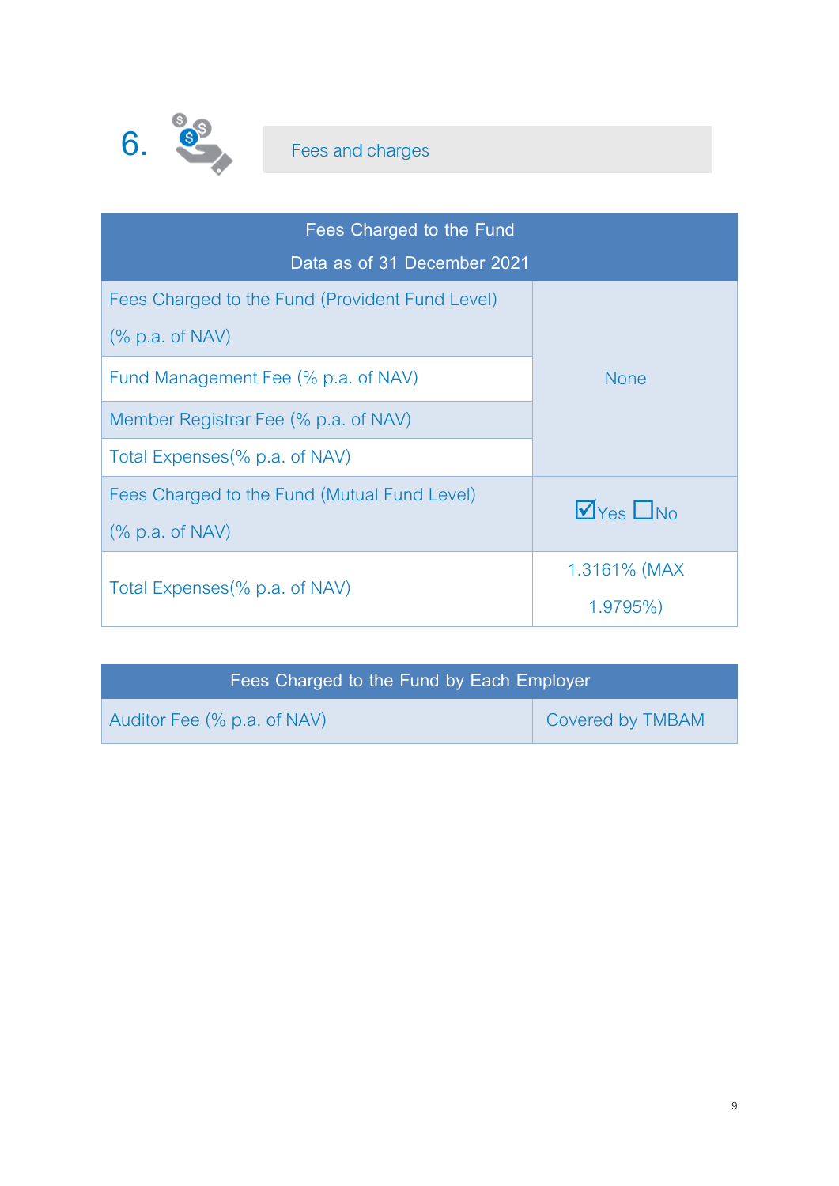## 6. Fees and charges

| Fees Charged to the Fund<br>Data as of 31 December 2021 | |
|---|---|
| Fees Charged to the Fund (Provident Fund Level) (% p.a. of NAV) | None |
| Fund Management Fee (% p.a. of NAV) | |
| Member Registrar Fee (% p.a. of NAV) | |
| Total Expenses(% p.a. of NAV) | |
| Fees Charged to the Fund (Mutual Fund Level) (% p.a. of NAV) | ☑Yes ☐No |
| Total Expenses(% p.a. of NAV) | 1.3161% (MAX 1.9795%) |

| Fees Charged to the Fund by Each Employer | |
|---|---|
| Auditor Fee (% p.a. of NAV) | Covered by TMBAM |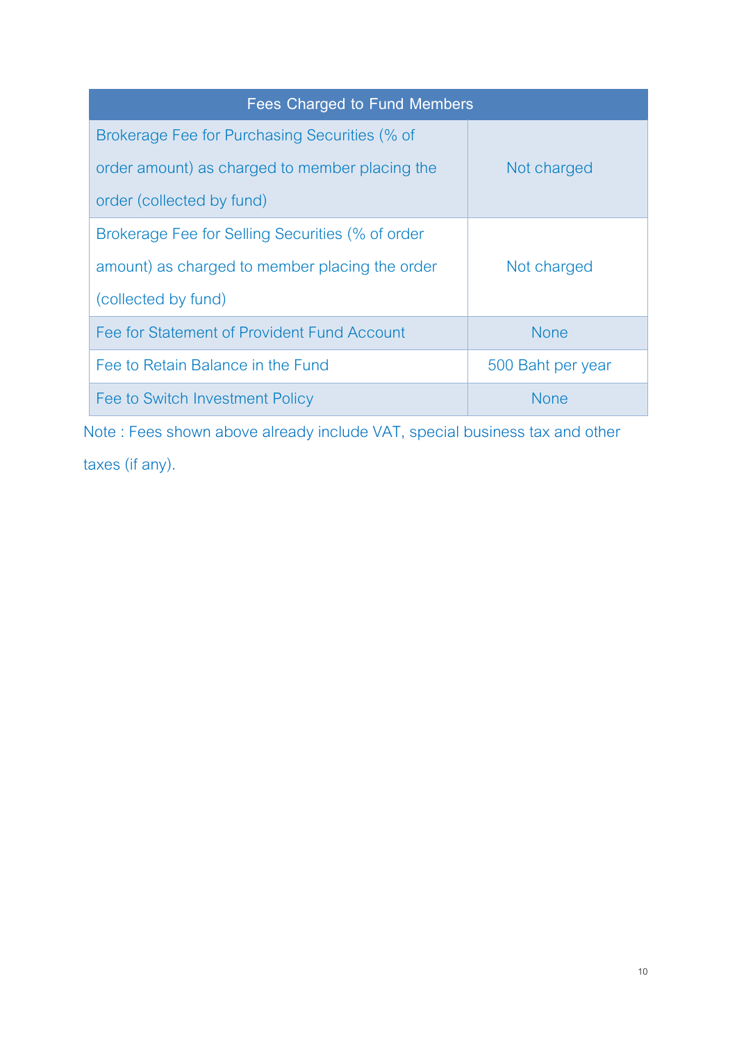| Fees Charged to Fund Members | |
|---|---|
| Brokerage Fee for Purchasing Securities (% of order amount) as charged to member placing the order (collected by fund) | Not charged |
| Brokerage Fee for Selling Securities (% of order amount) as charged to member placing the order (collected by fund) | Not charged |
| Fee for Statement of Provident Fund Account | None |
| Fee to Retain Balance in the Fund | 500 Baht per year |
| Fee to Switch Investment Policy | None |

Note : Fees shown above already include VAT, special business tax and other taxes (if any).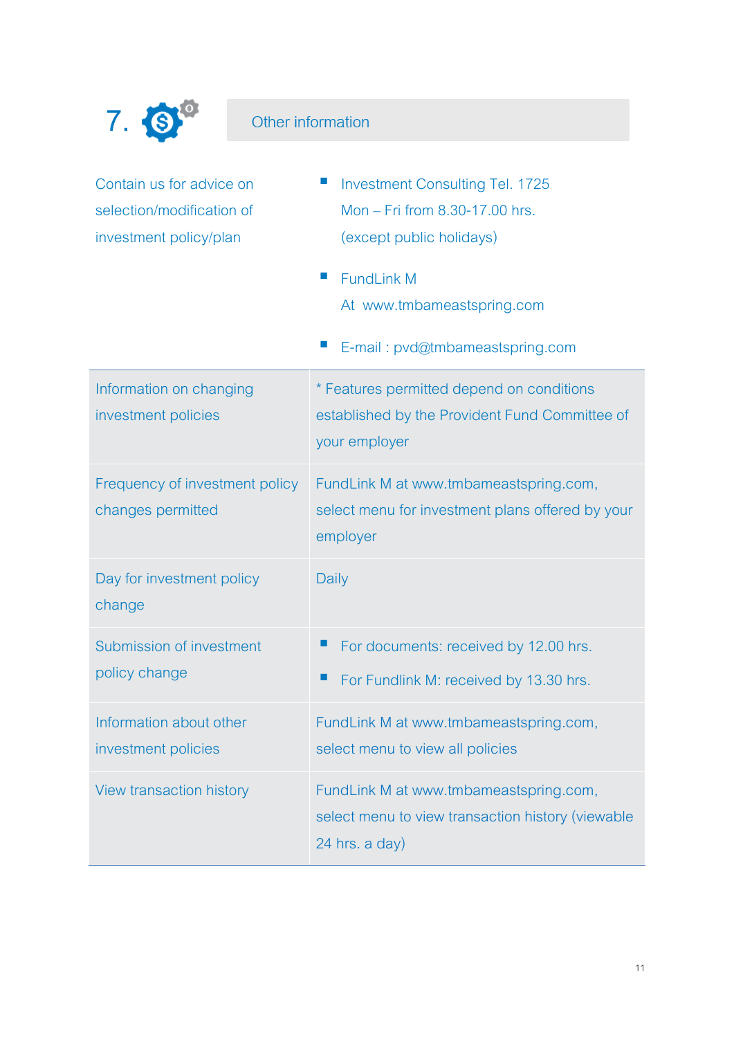## 7. Other information

| | |
|---|---|
| Contain us for advice on selection/modification of investment policy/plan | ▪ Investment Consulting Tel. 1725 Mon – Fri from 8.30-17.00 hrs. (except public holidays)<br>▪ FundLink M At www.tmbameastspring.com<br>▪ E-mail : pvd@tmbameastspring.com |
| Information on changing investment policies | * Features permitted depend on conditions established by the Provident Fund Committee of your employer |
| Frequency of investment policy changes permitted | FundLink M at www.tmbameastspring.com, select menu for investment plans offered by your employer |
| Day for investment policy change | Daily |
| Submission of investment policy change | ▪ For documents: received by 12.00 hrs.<br>▪ For Fundlink M: received by 13.30 hrs. |
| Information about other investment policies | FundLink M at www.tmbameastspring.com, select menu to view all policies |
| View transaction history | FundLink M at www.tmbameastspring.com, select menu to view transaction history (viewable 24 hrs. a day) |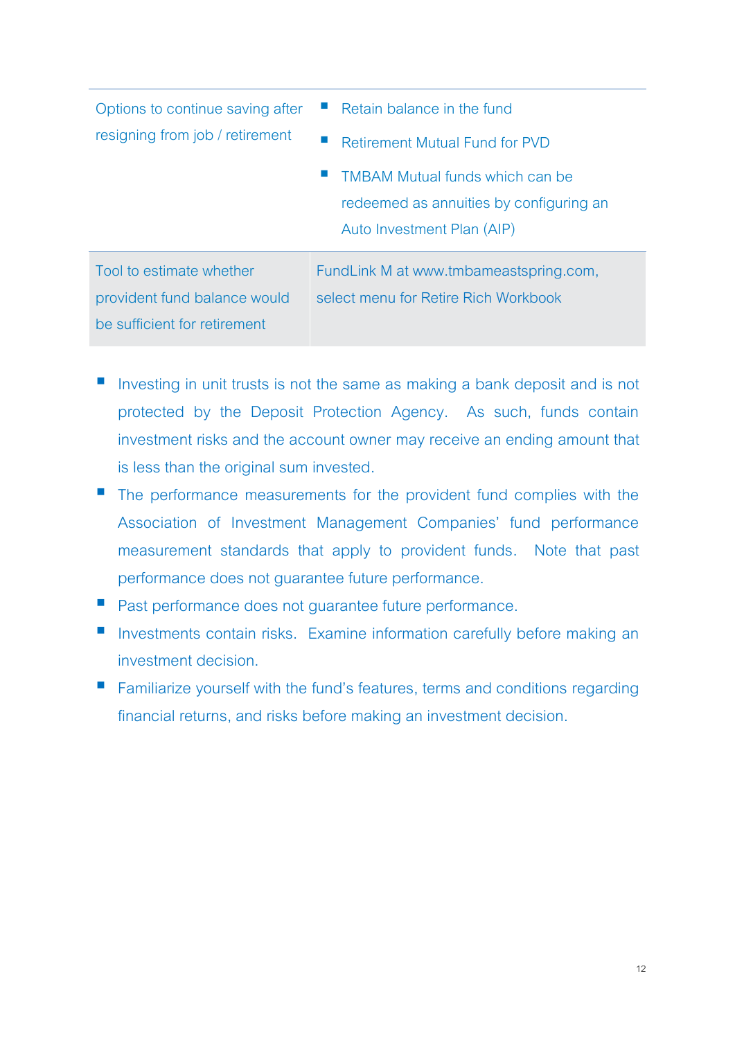| | |
|---|---|
| Options to continue saving after resigning from job / retirement | ▪ Retain balance in the fund<br>▪ Retirement Mutual Fund for PVD<br>▪ TMBAM Mutual funds which can be redeemed as annuities by configuring an Auto Investment Plan (AIP) |
| Tool to estimate whether provident fund balance would be sufficient for retirement | FundLink M at www.tmbameastspring.com, select menu for Retire Rich Workbook |

- Investing in unit trusts is not the same as making a bank deposit and is not protected by the Deposit Protection Agency. As such, funds contain investment risks and the account owner may receive an ending amount that is less than the original sum invested.
- The performance measurements for the provident fund complies with the Association of Investment Management Companies' fund performance measurement standards that apply to provident funds. Note that past performance does not guarantee future performance.
- Past performance does not guarantee future performance.
- Investments contain risks. Examine information carefully before making an investment decision.
- Familiarize yourself with the fund's features, terms and conditions regarding financial returns, and risks before making an investment decision.